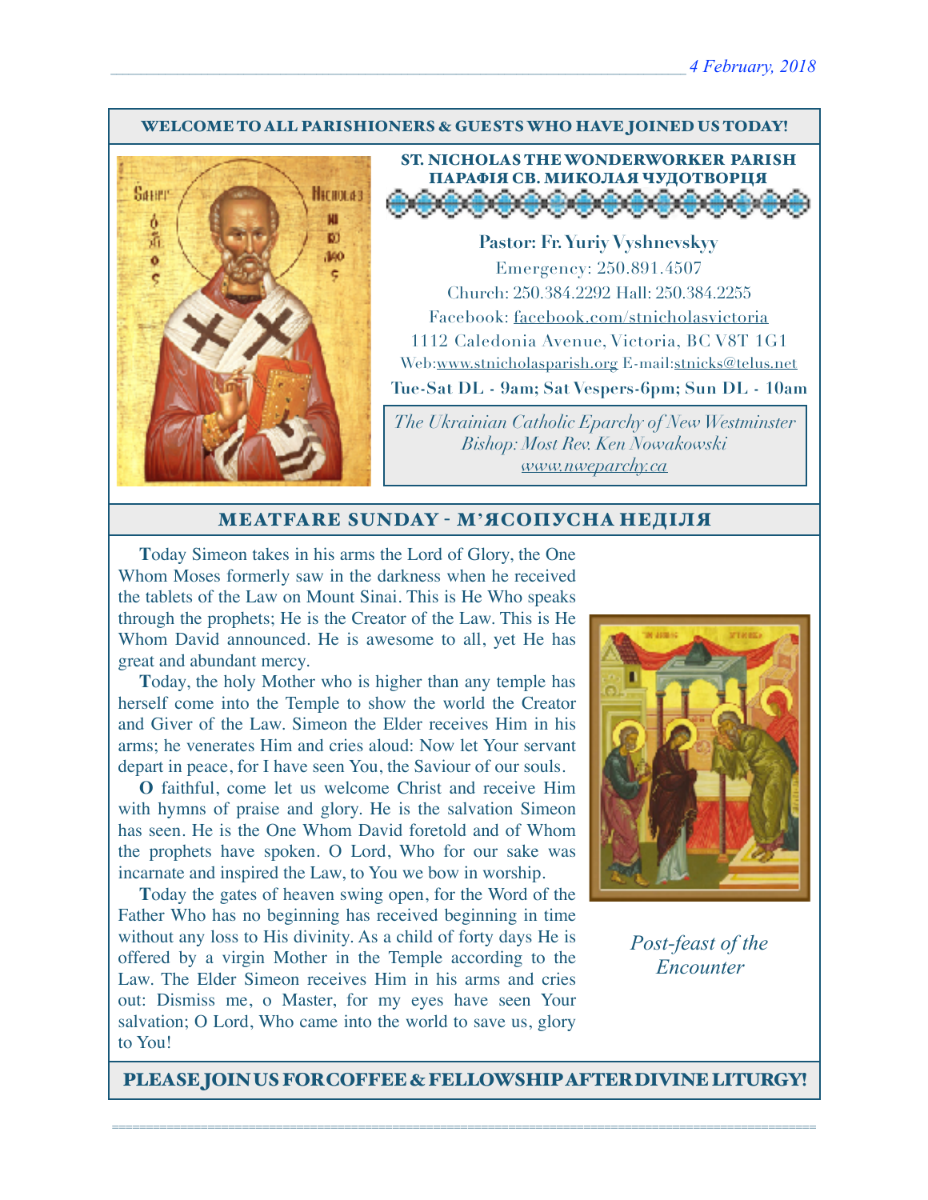4 February, 2018

**WELCOME TO ALL PARISHIONERS & GUESTS WHO HAVE JOINED US TODAY!**

**ST. NICHOLAS THE WONDERWORKER PARISH**
**ПАРАФІЯ СВ. МИКОЛАЯ ЧУДОТВОРЦЯ**

**Pastor: Fr. Yuriy Vyshnevskyy**
Emergency: 250.891.4507
Church: 250.384.2292 Hall: 250.384.2255
Facebook: facebook.com/stnicholasvictoria
1112 Caledonia Avenue, Victoria, BC V8T 1G1
Web:www.stnicholasparish.org E-mail:stnicks@telus.net
**Tue-Sat DL - 9am; Sat Vespers-6pm; Sun DL - 10am**

*The Ukrainian Catholic Eparchy of New Westminster*
*Bishop: Most Rev. Ken Nowakowski*
*www.nweparchy.ca*

## MEATFARE SUNDAY - М'ЯСОПУСНА НЕДІЛЯ

**T**oday Simeon takes in his arms the Lord of Glory, the One Whom Moses formerly saw in the darkness when he received the tablets of the Law on Mount Sinai. This is He Who speaks through the prophets; He is the Creator of the Law. This is He Whom David announced. He is awesome to all, yet He has great and abundant mercy.

**T**oday, the holy Mother who is higher than any temple has herself come into the Temple to show the world the Creator and Giver of the Law. Simeon the Elder receives Him in his arms; he venerates Him and cries aloud: Now let Your servant depart in peace, for I have seen You, the Saviour of our souls.

**O** faithful, come let us welcome Christ and receive Him with hymns of praise and glory. He is the salvation Simeon has seen. He is the One Whom David foretold and of Whom the prophets have spoken. O Lord, Who for our sake was incarnate and inspired the Law, to You we bow in worship.

**T**oday the gates of heaven swing open, for the Word of the Father Who has no beginning has received beginning in time without any loss to His divinity. As a child of forty days He is offered by a virgin Mother in the Temple according to the Law. The Elder Simeon receives Him in his arms and cries out: Dismiss me, o Master, for my eyes have seen Your salvation; O Lord, Who came into the world to save us, glory to You!

*Post-feast of the Encounter*

**PLEASE JOIN US FOR COFFEE & FELLOWSHIP AFTER DIVINE LITURGY!**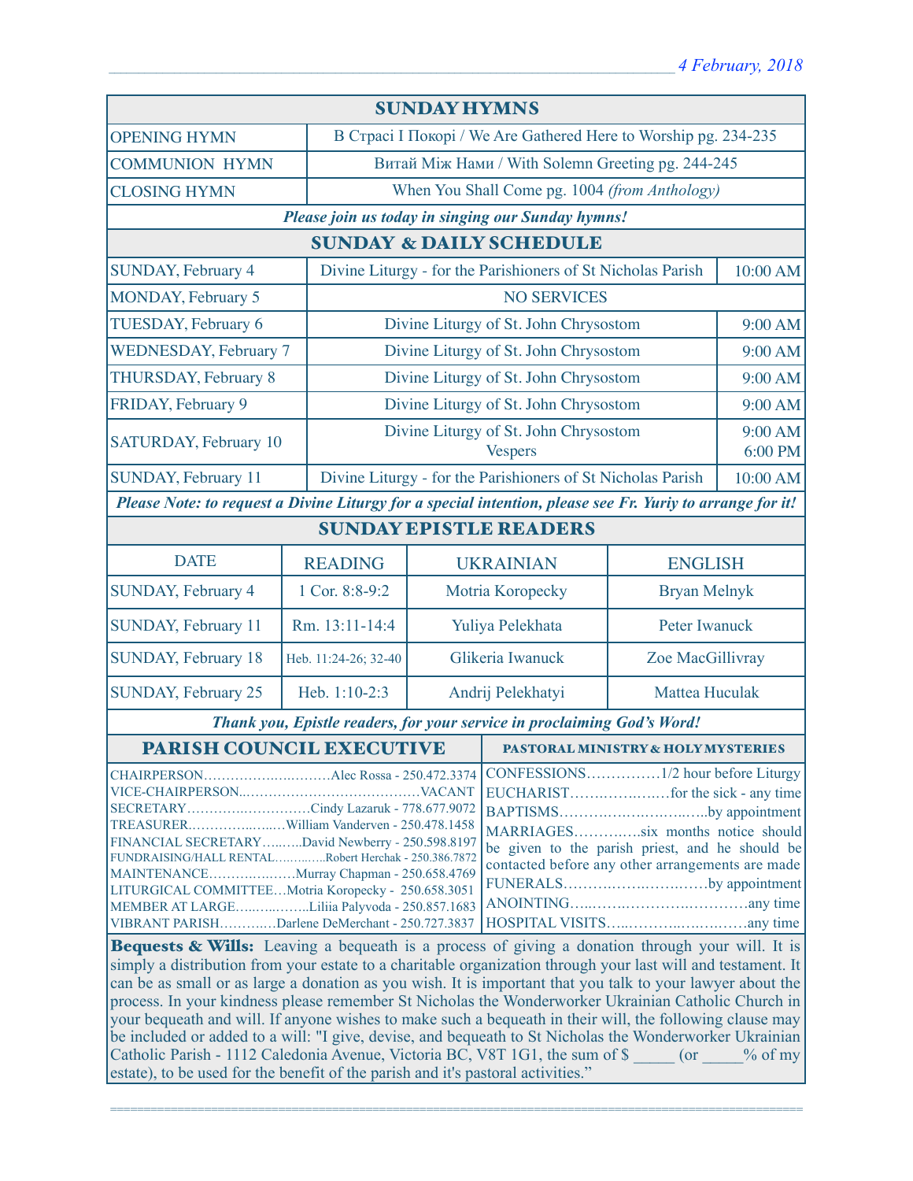*4 February, 2018*

## SUNDAY HYMNS

| | |
|---|---|
| OPENING HYMN | В Страсі І Покорі / We Are Gathered Here to Worship pg. 234-235 |
| COMMUNION HYMN | Витай Між Нами / With Solemn Greeting pg. 244-245 |
| CLOSING HYMN | When You Shall Come pg. 1004 *(from Anthology)* |

***Please join us today in singing our Sunday hymns!***

## SUNDAY & DAILY SCHEDULE

| | | |
|---|---|---|
| SUNDAY, February 4 | Divine Liturgy - for the Parishioners of St Nicholas Parish | 10:00 AM |
| MONDAY, February 5 | NO SERVICES | |
| TUESDAY, February 6 | Divine Liturgy of St. John Chrysostom | 9:00 AM |
| WEDNESDAY, February 7 | Divine Liturgy of St. John Chrysostom | 9:00 AM |
| THURSDAY, February 8 | Divine Liturgy of St. John Chrysostom | 9:00 AM |
| FRIDAY, February 9 | Divine Liturgy of St. John Chrysostom | 9:00 AM |
| SATURDAY, February 10 | Divine Liturgy of St. John Chrysostom<br>Vespers | 9:00 AM<br>6:00 PM |
| SUNDAY, February 11 | Divine Liturgy - for the Parishioners of St Nicholas Parish | 10:00 AM |

***Please Note: to request a Divine Liturgy for a special intention, please see Fr. Yuriy to arrange for it!***

## SUNDAY EPISTLE READERS

| DATE | READING | UKRAINIAN | ENGLISH |
|---|---|---|---|
| SUNDAY, February 4 | 1 Cor. 8:8-9:2 | Motria Koropecky | Bryan Melnyk |
| SUNDAY, February 11 | Rm. 13:11-14:4 | Yuliya Pelekhata | Peter Iwanuck |
| SUNDAY, February 18 | Heb. 11:24-26; 32-40 | Glikeria Iwanuck | Zoe MacGillivray |
| SUNDAY, February 25 | Heb. 1:10-2:3 | Andrij Pelekhatyi | Mattea Huculak |

***Thank you, Epistle readers, for your service in proclaiming God's Word!***

## PARISH COUNCIL EXECUTIVE

CHAIRPERSON……………………Alec Rossa - 250.472.3374
VICE-CHAIRPERSON……………………………VACANT
SECRETARY………………………Cindy Lazaruk - 778.677.9072
TREASURER……………………William Vanderven - 250.478.1458
FINANCIAL SECRETARY………David Newberry - 250.598.8197
FUNDRAISING/HALL RENTAL…………Robert Herchak - 250.386.7872
MAINTENANCE………………Murray Chapman - 250.658.4769
LITURGICAL COMMITTEE…Motria Koropecky - 250.658.3051
MEMBER AT LARGE…………Liliia Palyvoda - 250.857.1683
VIBRANT PARISH…………Darlene DeMerchant - 250.727.3837

## PASTORAL MINISTRY & HOLY MYSTERIES

CONFESSIONS……………1/2 hour before Liturgy
EUCHARIST………………for the sick - any time
BAPTISMS……………………by appointment
MARRIAGES…………six months notice should be given to the parish priest, and he should be contacted before any other arrangements are made
FUNERALS……………………by appointment
ANOINTING…………………………any time
HOSPITAL VISITS……………………any time

**Bequests & Wills:** Leaving a bequeath is a process of giving a donation through your will. It is simply a distribution from your estate to a charitable organization through your last will and testament. It can be as small or as large a donation as you wish. It is important that you talk to your lawyer about the process. In your kindness please remember St Nicholas the Wonderworker Ukrainian Catholic Church in your bequeath and will. If anyone wishes to make such a bequeath in their will, the following clause may be included or added to a will: "I give, devise, and bequeath to St Nicholas the Wonderworker Ukrainian Catholic Parish - 1112 Caledonia Avenue, Victoria BC, V8T 1G1, the sum of $ _____ (or _____% of my estate), to be used for the benefit of the parish and it's pastoral activities."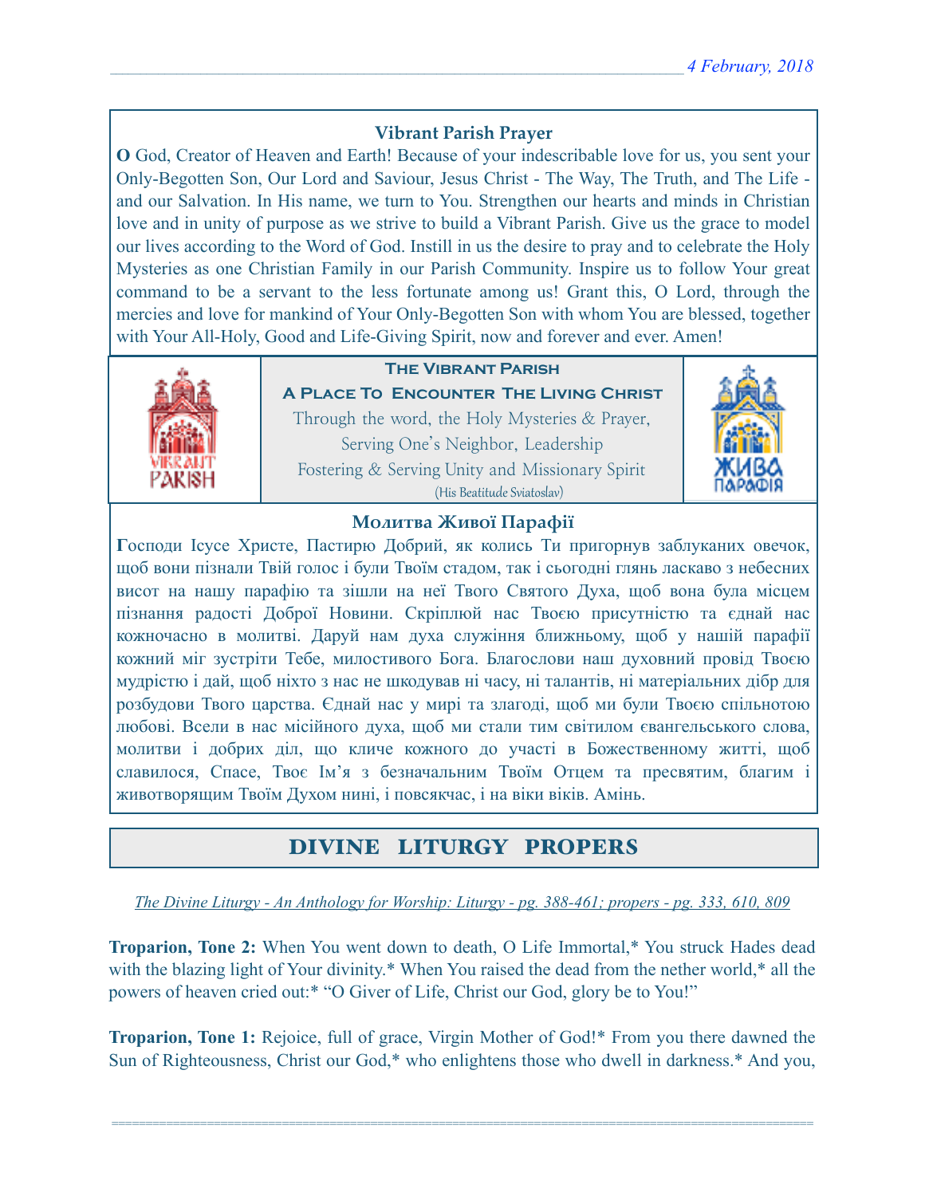### Vibrant Parish Prayer

**O** God, Creator of Heaven and Earth! Because of your indescribable love for us, you sent your Only-Begotten Son, Our Lord and Saviour, Jesus Christ - The Way, The Truth, and The Life - and our Salvation. In His name, we turn to You. Strengthen our hearts and minds in Christian love and in unity of purpose as we strive to build a Vibrant Parish. Give us the grace to model our lives according to the Word of God. Instill in us the desire to pray and to celebrate the Holy Mysteries as one Christian Family in our Parish Community. Inspire us to follow Your great command to be a servant to the less fortunate among us! Grant this, O Lord, through the mercies and love for mankind of Your Only-Begotten Son with whom You are blessed, together with Your All-Holy, Good and Life-Giving Spirit, now and forever and ever. Amen!

**The Vibrant Parish**

**A Place To Encounter The Living Christ**

Through the word, the Holy Mysteries & Prayer,
Serving One's Neighbor, Leadership
Fostering & Serving Unity and Missionary Spirit
(His Beatitude Sviatoslav)

### Молитва Живої Парафії

**Г**осподи Ісусе Христе, Пастирю Добрий, як колись Ти пригорнув заблуканих овечок, щоб вони пізнали Твій голос і були Твоїм стадом, так і сьогодні глянь ласкаво з небесних висот на нашу парафію та зішли на неї Твого Святого Духа, щоб вона була місцем пізнання радості Доброї Новини. Скріплюй нас Твоєю присутністю та єднай нас кожночасно в молитві. Даруй нам духа служіння ближньому, щоб у нашій парафії кожний міг зустріти Тебе, милостивого Бога. Благослови наш духовний провід Твоєю мудрістю і дай, щоб ніхто з нас не шкодував ні часу, ні талантів, ні матеріальних дібр для розбудови Твого царства. Єднай нас у мирі та злагоді, щоб ми були Твоєю спільнотою любові. Всели в нас місійного духа, щоб ми стали тим світилом євангельського слова, молитви і добрих діл, що кличе кожного до участі в Божественному житті, щоб славилося, Спасе, Твоє Ім'я з безначальним Твоїм Отцем та пресвятим, благим і животворящим Твоїм Духом нині, і повсякчас, і на віки віків. Амінь.

## DIVINE LITURGY PROPERS

*The Divine Liturgy - An Anthology for Worship: Liturgy - pg. 388-461; propers - pg. 333, 610, 809*

**Troparion, Tone 2:** When You went down to death, O Life Immortal,* You struck Hades dead with the blazing light of Your divinity.* When You raised the dead from the nether world,* all the powers of heaven cried out:* "O Giver of Life, Christ our God, glory be to You!"

**Troparion, Tone 1:** Rejoice, full of grace, Virgin Mother of God!* From you there dawned the Sun of Righteousness, Christ our God,* who enlightens those who dwell in darkness.* And you,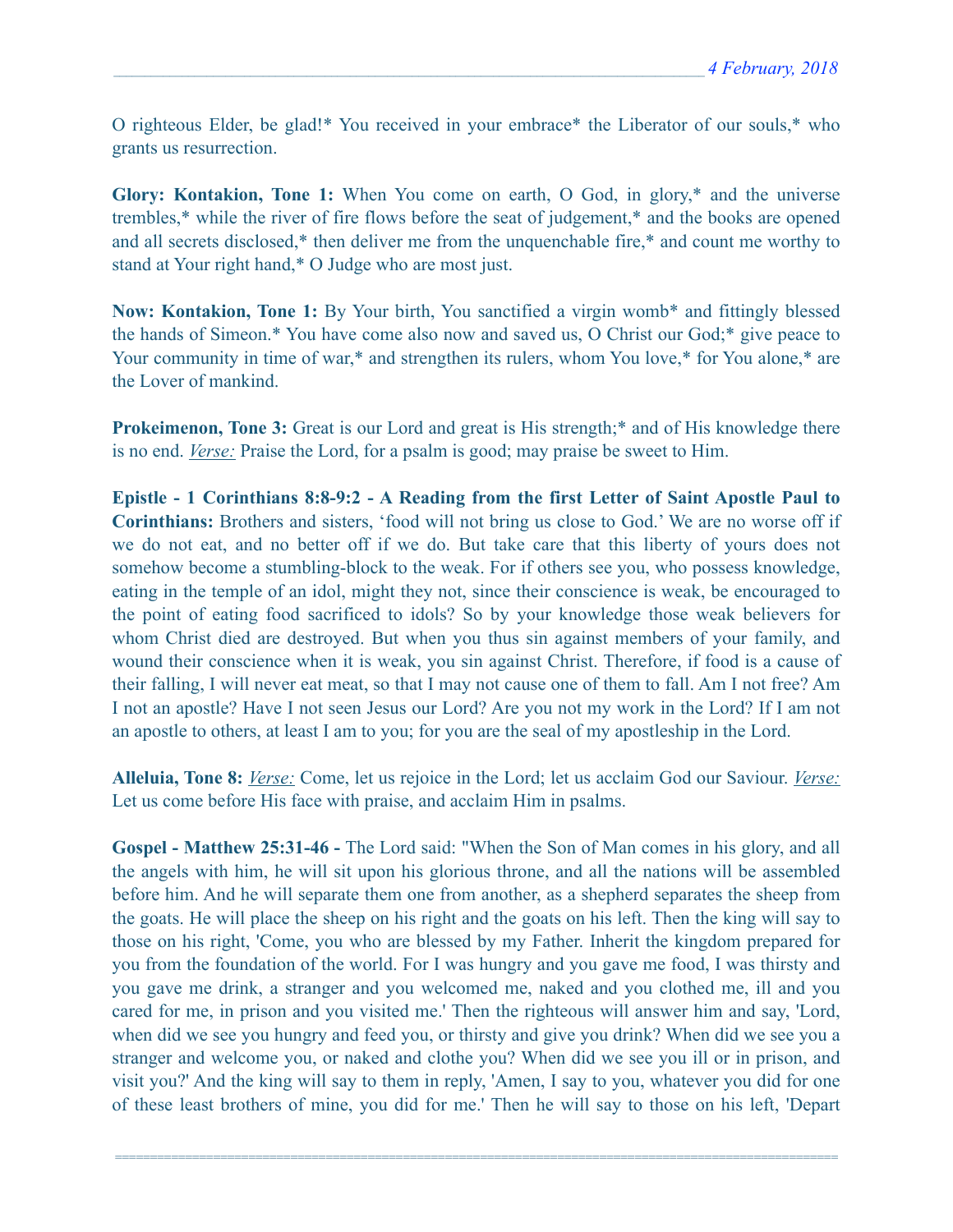O righteous Elder, be glad!* You received in your embrace* the Liberator of our souls,* who grants us resurrection.

**Glory: Kontakion, Tone 1:** When You come on earth, O God, in glory,* and the universe trembles,* while the river of fire flows before the seat of judgement,* and the books are opened and all secrets disclosed,* then deliver me from the unquenchable fire,* and count me worthy to stand at Your right hand,* O Judge who are most just.

**Now: Kontakion, Tone 1:** By Your birth, You sanctified a virgin womb* and fittingly blessed the hands of Simeon.* You have come also now and saved us, O Christ our God;* give peace to Your community in time of war,* and strengthen its rulers, whom You love,* for You alone,* are the Lover of mankind.

**Prokeimenon, Tone 3:** Great is our Lord and great is His strength;* and of His knowledge there is no end. *Verse:* Praise the Lord, for a psalm is good; may praise be sweet to Him.

**Epistle - 1 Corinthians 8:8-9:2 - A Reading from the first Letter of Saint Apostle Paul to Corinthians:** Brothers and sisters, 'food will not bring us close to God.' We are no worse off if we do not eat, and no better off if we do. But take care that this liberty of yours does not somehow become a stumbling-block to the weak. For if others see you, who possess knowledge, eating in the temple of an idol, might they not, since their conscience is weak, be encouraged to the point of eating food sacrificed to idols? So by your knowledge those weak believers for whom Christ died are destroyed. But when you thus sin against members of your family, and wound their conscience when it is weak, you sin against Christ. Therefore, if food is a cause of their falling, I will never eat meat, so that I may not cause one of them to fall. Am I not free? Am I not an apostle? Have I not seen Jesus our Lord? Are you not my work in the Lord? If I am not an apostle to others, at least I am to you; for you are the seal of my apostleship in the Lord.

**Alleluia, Tone 8:** *Verse:* Come, let us rejoice in the Lord; let us acclaim God our Saviour. *Verse:* Let us come before His face with praise, and acclaim Him in psalms.

**Gospel - Matthew 25:31-46 -** The Lord said: "When the Son of Man comes in his glory, and all the angels with him, he will sit upon his glorious throne, and all the nations will be assembled before him. And he will separate them one from another, as a shepherd separates the sheep from the goats. He will place the sheep on his right and the goats on his left. Then the king will say to those on his right, 'Come, you who are blessed by my Father. Inherit the kingdom prepared for you from the foundation of the world. For I was hungry and you gave me food, I was thirsty and you gave me drink, a stranger and you welcomed me, naked and you clothed me, ill and you cared for me, in prison and you visited me.' Then the righteous will answer him and say, 'Lord, when did we see you hungry and feed you, or thirsty and give you drink? When did we see you a stranger and welcome you, or naked and clothe you? When did we see you ill or in prison, and visit you?' And the king will say to them in reply, 'Amen, I say to you, whatever you did for one of these least brothers of mine, you did for me.' Then he will say to those on his left, 'Depart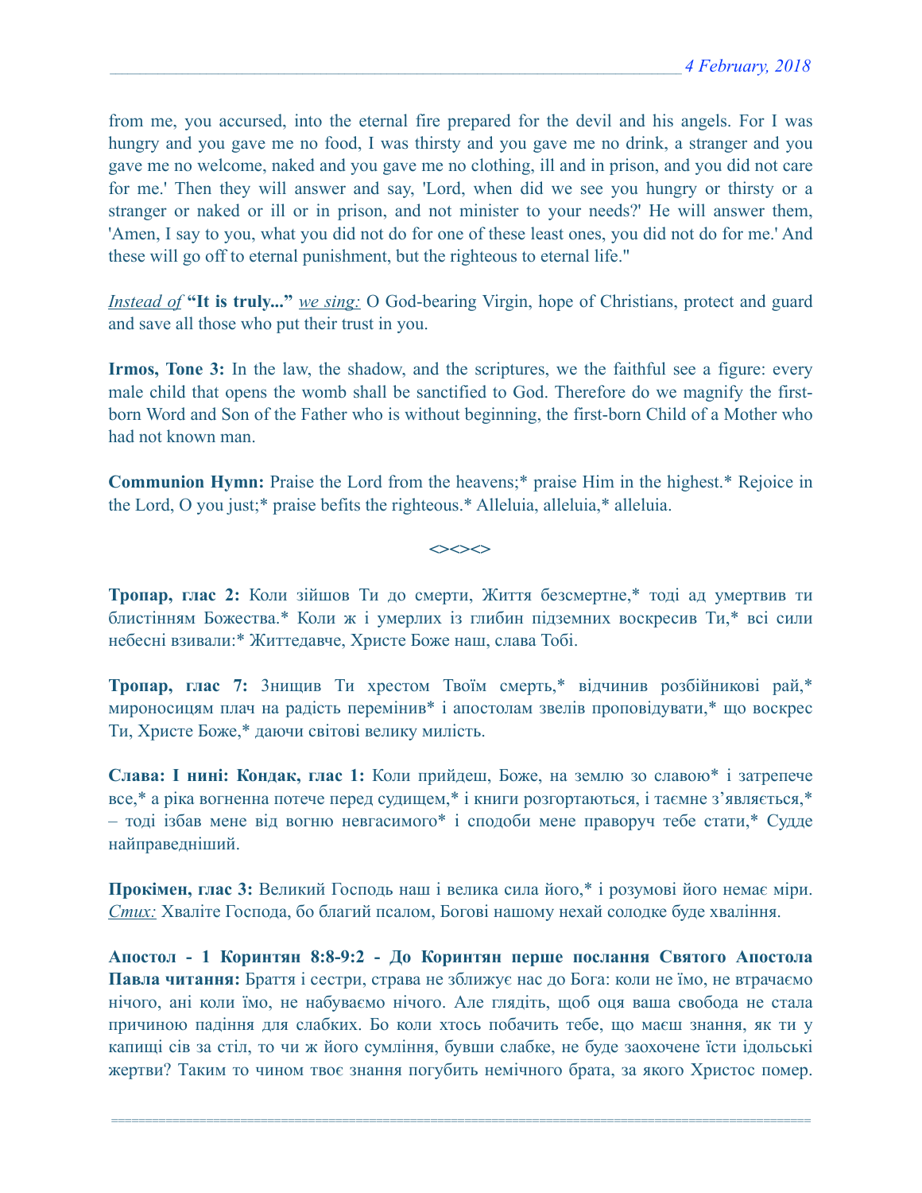from me, you accursed, into the eternal fire prepared for the devil and his angels. For I was hungry and you gave me no food, I was thirsty and you gave me no drink, a stranger and you gave me no welcome, naked and you gave me no clothing, ill and in prison, and you did not care for me.' Then they will answer and say, 'Lord, when did we see you hungry or thirsty or a stranger or naked or ill or in prison, and not minister to your needs?' He will answer them, 'Amen, I say to you, what you did not do for one of these least ones, you did not do for me.' And these will go off to eternal punishment, but the righteous to eternal life."

*Instead of* **"It is truly..."** *we sing:* O God-bearing Virgin, hope of Christians, protect and guard and save all those who put their trust in you.

**Irmos, Tone 3:** In the law, the shadow, and the scriptures, we the faithful see a figure: every male child that opens the womb shall be sanctified to God. Therefore do we magnify the first-born Word and Son of the Father who is without beginning, the first-born Child of a Mother who had not known man.

**Communion Hymn:** Praise the Lord from the heavens;* praise Him in the highest.* Rejoice in the Lord, O you just;* praise befits the righteous.* Alleluia, alleluia,* alleluia.

<><><>

**Тропар, глас 2:** Коли зійшов Ти до смерти, Життя безсмертне,* тоді ад умертвив ти блистінням Божества.* Коли ж і умерлих із глибин підземних воскресив Ти,* всі сили небесні взивали:* Життедавче, Христе Боже наш, слава Тобі.

**Тропар, глас 7:** Знищив Ти хрестом Твоїм смерть,* відчинив розбійникові рай,* мироносицям плач на радість перемінив* і апостолам звелів проповідувати,* що воскрес Ти, Христе Боже,* даючи світові велику милість.

**Слава: І нині: Кондак, глас 1:** Коли прийдеш, Боже, на землю зо славою* і затрепече все,* а ріка вогненна потече перед судищем,* і книги розгортаються, і таємне з'являється,* – тоді ізбав мене від вогню невгасимого* і сподоби мене праворуч тебе стати,* Судде найправедніший.

**Прокімен, глас 3:** Великий Господь наш і велика сила його,* і розумові його немає міри. *Стих:* Хваліте Господа, бо благий псалом, Богові нашому нехай солодке буде хваління.

**Апостол - 1 Коринтян 8:8-9:2 - До Коринтян перше послання Святого Апостола Павла читання:** Браття і сестри, страва не зближує нас до Бога: коли не їмо, не втрачаємо нічого, ані коли їмо, не набуваємо нічого. Але глядіть, щоб оця ваша свобода не стала причиною падіння для слабких. Бо коли хтось побачить тебе, що маєш знання, як ти у капищі сів за стіл, то чи ж його сумління, бувши слабке, не буде заохочене їсти ідольські жертви? Таким то чином твоє знання погубить немічного брата, за якого Христос помер.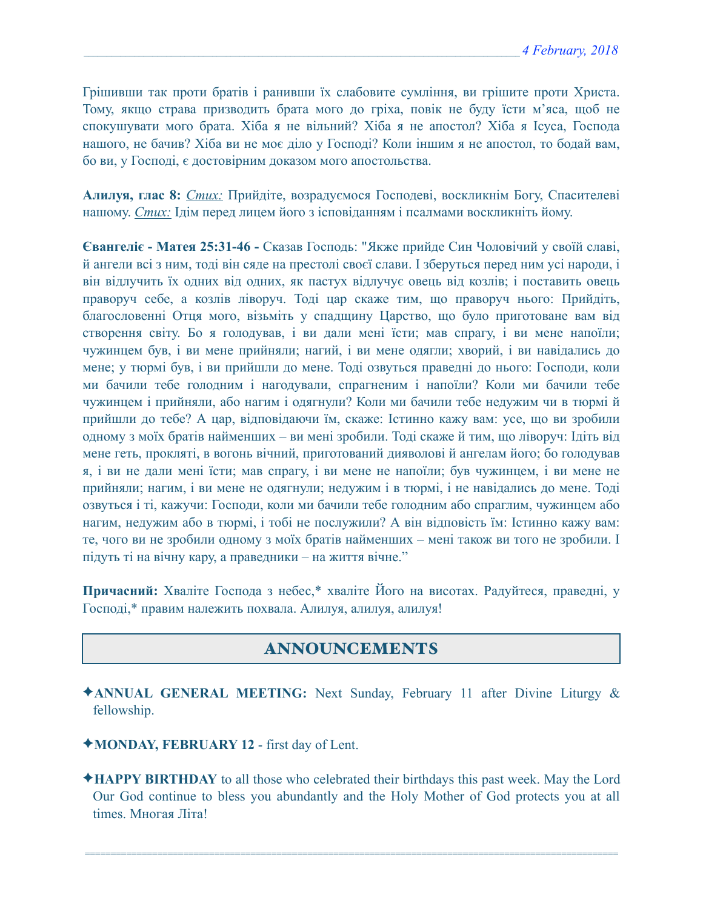Грішивши так проти братів і ранивши їх слабовите сумління, ви грішите проти Христа. Тому, якщо страва призводить брата мого до гріха, повік не буду їсти м'яса, щоб не спокушувати мого брата. Хіба я не вільний? Хіба я не апостол? Хіба я Ісуса, Господа нашого, не бачив? Хіба ви не моє діло у Господі? Коли іншим я не апостол, то бодай вам, бо ви, у Господі, є достовірним доказом мого апостольства.

**Алилуя, глас 8:** *Стих:* Прийдіте, возрадуємося Господеві, воскликнім Богу, Спасителеві нашому. *Стих:* Ідім перед лицем його з ісповіданням і псалмами воскликніть йому.

**Євангеліє - Матея 25:31-46 -** Сказав Господь: "Якже прийде Син Чоловічий у своїй славі, й ангели всі з ним, тоді він сяде на престолі своєї слави. І зберуться перед ним усі народи, і він відлучить їх одних від одних, як пастух відлучає овець від козлів; і поставить овець праворуч себе, а козлів ліворуч. Тоді цар скаже тим, що праворуч нього: Прийдіть, благословенні Отця мого, візьміть у спадщину Царство, що було приготоване вам від створення світу. Бо я голодував, і ви дали мені їсти; мав спрагу, і ви мене напоїли; чужинцем був, і ви мене прийняли; нагий, і ви мене одягли; хворий, і ви навідались до мене; у тюрмі був, і ви прийшли до мене. Тоді озвуться праведні до нього: Господи, коли ми бачили тебе голодним і нагодували, спрагненим і напоїли? Коли ми бачили тебе чужинцем і прийняли, або нагим і одягнули? Коли ми бачили тебе недужим чи в тюрмі й прийшли до тебе? А цар, відповідаючи їм, скаже: Істинно кажу вам: усе, що ви зробили одному з моїх братів найменших – ви мені зробили. Тоді скаже й тим, що ліворуч: Ідіть від мене геть, прокляті, в вогонь вічний, приготований дияволові й ангелам його; бо голодував я, і ви не дали мені їсти; мав спрагу, і ви мене не напоїли; був чужинцем, і ви мене не прийняли; нагим, і ви мене не одягнули; недужим і в тюрмі, і не навідались до мене. Тоді озвуться і ті, кажучи: Господи, коли ми бачили тебе голодним або спраглим, чужинцем або нагим, недужим або в тюрмі, і тобі не послужили? А він відповість їм: Істинно кажу вам: те, чого ви не зробили одному з моїх братів найменших – мені також ви того не зробили. І підуть ті на вічну кару, а праведники – на життя вічне."

**Причасний:** Хваліте Господа з небес,* хваліте Його на висотах. Радуйтеся, праведні, у Господі,* правим належить похвала. Алилуя, алилуя, алилуя!

## ANNOUNCEMENTS

✦**ANNUAL GENERAL MEETING:** Next Sunday, February 11 after Divine Liturgy & fellowship.

✦**MONDAY, FEBRUARY 12** - first day of Lent.

✦**HAPPY BIRTHDAY** to all those who celebrated their birthdays this past week. May the Lord Our God continue to bless you abundantly and the Holy Mother of God protects you at all times. Многая Літа!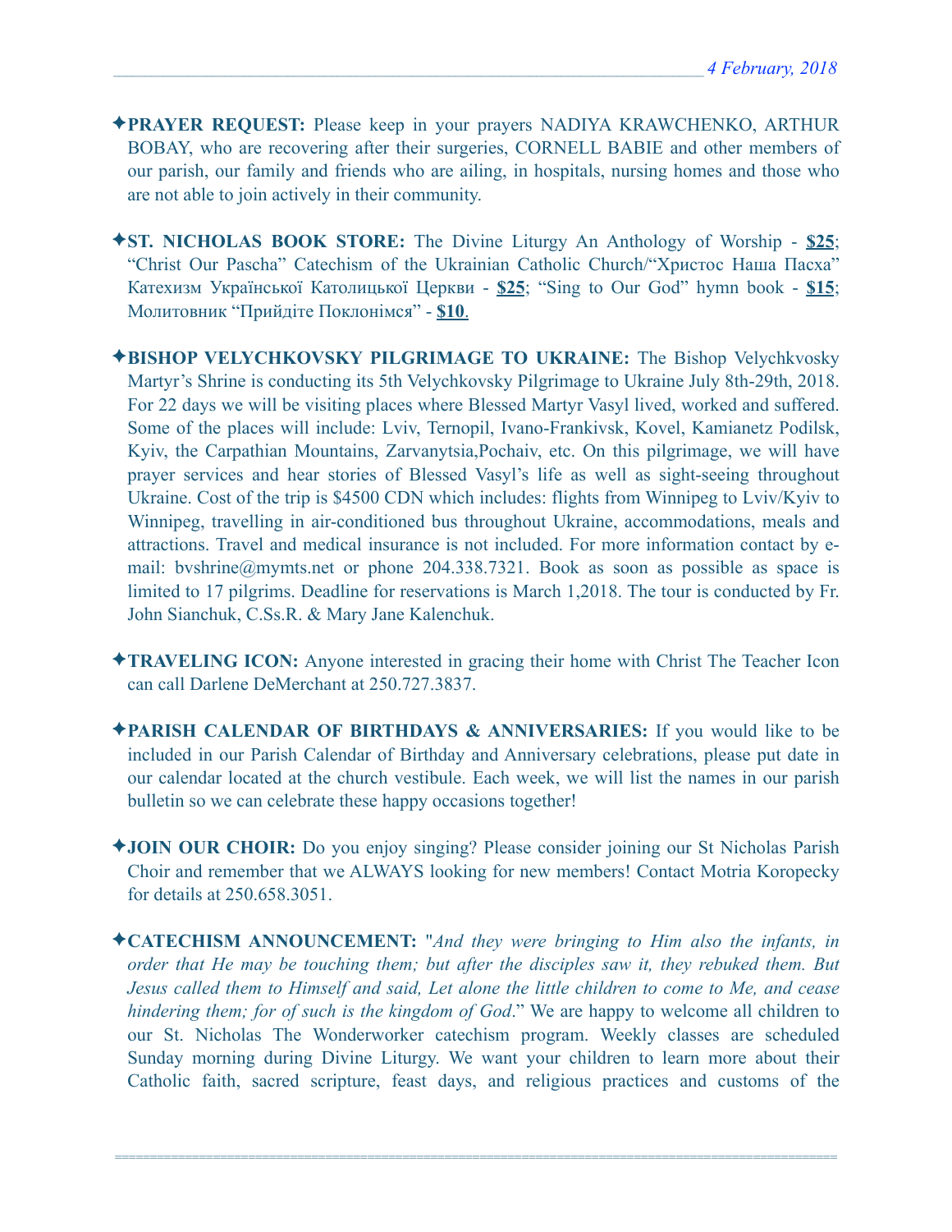✦**PRAYER REQUEST:** Please keep in your prayers NADIYA KRAWCHENKO, ARTHUR BOBAY, who are recovering after their surgeries, CORNELL BABIE and other members of our parish, our family and friends who are ailing, in hospitals, nursing homes and those who are not able to join actively in their community.

✦**ST. NICHOLAS BOOK STORE:** The Divine Liturgy An Anthology of Worship - **$25**; "Christ Our Pascha" Catechism of the Ukrainian Catholic Church/"Христос Наша Пасха" Катехизм Української Католицької Церкви - **$25**; "Sing to Our God" hymn book - **$15**; Молитовник "Прийдіте Поклонімся" - **$10**.

✦**BISHOP VELYCHKOVSKY PILGRIMAGE TO UKRAINE:** The Bishop Velychkvosky Martyr's Shrine is conducting its 5th Velychkovsky Pilgrimage to Ukraine July 8th-29th, 2018. For 22 days we will be visiting places where Blessed Martyr Vasyl lived, worked and suffered. Some of the places will include: Lviv, Ternopil, Ivano-Frankivsk, Kovel, Kamianetz Podilsk, Kyiv, the Carpathian Mountains, Zarvanytsia,Pochaiv, etc. On this pilgrimage, we will have prayer services and hear stories of Blessed Vasyl's life as well as sight-seeing throughout Ukraine. Cost of the trip is $4500 CDN which includes: flights from Winnipeg to Lviv/Kyiv to Winnipeg, travelling in air-conditioned bus throughout Ukraine, accommodations, meals and attractions. Travel and medical insurance is not included. For more information contact by e-mail: bvshrine@mymts.net or phone 204.338.7321. Book as soon as possible as space is limited to 17 pilgrims. Deadline for reservations is March 1,2018. The tour is conducted by Fr. John Sianchuk, C.Ss.R. & Mary Jane Kalenchuk.

✦**TRAVELING ICON:** Anyone interested in gracing their home with Christ The Teacher Icon can call Darlene DeMerchant at 250.727.3837.

✦**PARISH CALENDAR OF BIRTHDAYS & ANNIVERSARIES:** If you would like to be included in our Parish Calendar of Birthday and Anniversary celebrations, please put date in our calendar located at the church vestibule. Each week, we will list the names in our parish bulletin so we can celebrate these happy occasions together!

✦**JOIN OUR CHOIR:** Do you enjoy singing? Please consider joining our St Nicholas Parish Choir and remember that we ALWAYS looking for new members! Contact Motria Koropecky for details at 250.658.3051.

✦**CATECHISM ANNOUNCEMENT:** "*And they were bringing to Him also the infants, in order that He may be touching them; but after the disciples saw it, they rebuked them. But Jesus called them to Himself and said, Let alone the little children to come to Me, and cease hindering them; for of such is the kingdom of God*." We are happy to welcome all children to our St. Nicholas The Wonderworker catechism program. Weekly classes are scheduled Sunday morning during Divine Liturgy. We want your children to learn more about their Catholic faith, sacred scripture, feast days, and religious practices and customs of the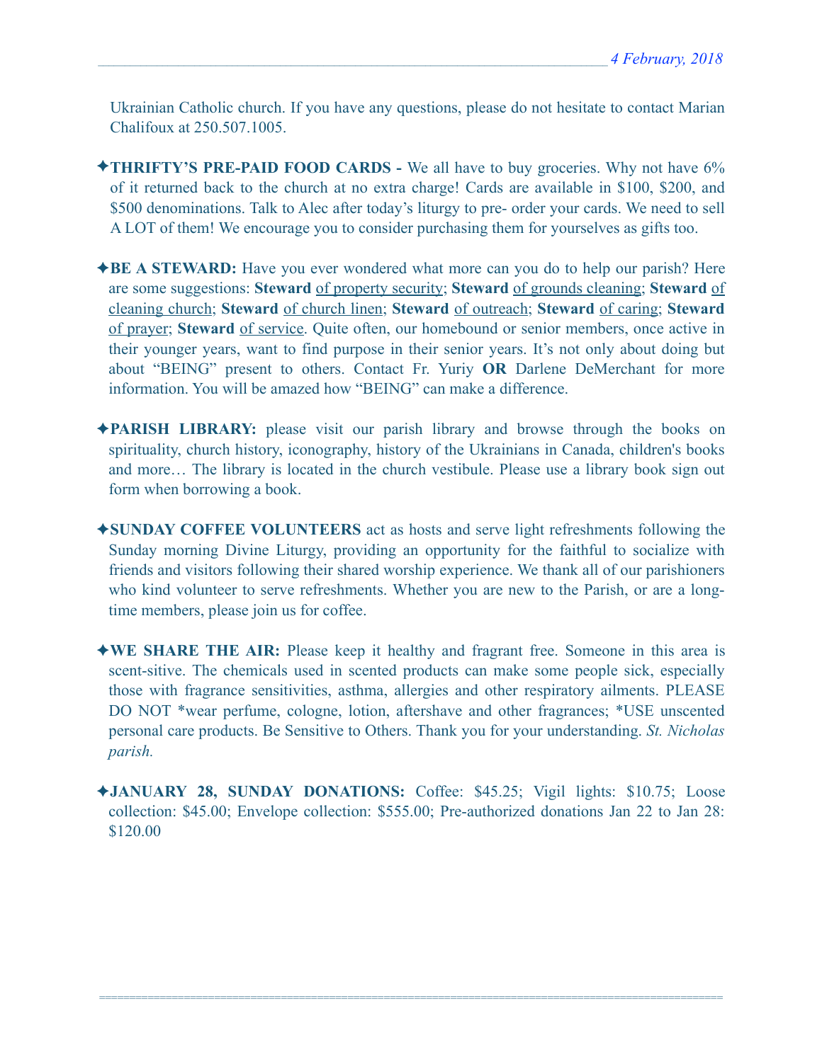Ukrainian Catholic church. If you have any questions, please do not hesitate to contact Marian Chalifoux at 250.507.1005.

✦**THRIFTY'S PRE-PAID FOOD CARDS -** We all have to buy groceries. Why not have 6% of it returned back to the church at no extra charge! Cards are available in $100, $200, and $500 denominations. Talk to Alec after today's liturgy to pre- order your cards. We need to sell A LOT of them! We encourage you to consider purchasing them for yourselves as gifts too.

✦**BE A STEWARD:** Have you ever wondered what more can you do to help our parish? Here are some suggestions: **Steward** of property security; **Steward** of grounds cleaning; **Steward** of cleaning church; **Steward** of church linen; **Steward** of outreach; **Steward** of caring; **Steward** of prayer; **Steward** of service. Quite often, our homebound or senior members, once active in their younger years, want to find purpose in their senior years. It's not only about doing but about "BEING" present to others. Contact Fr. Yuriy **OR** Darlene DeMerchant for more information. You will be amazed how "BEING" can make a difference.

✦**PARISH LIBRARY:** please visit our parish library and browse through the books on spirituality, church history, iconography, history of the Ukrainians in Canada, children's books and more… The library is located in the church vestibule. Please use a library book sign out form when borrowing a book.

✦**SUNDAY COFFEE VOLUNTEERS** act as hosts and serve light refreshments following the Sunday morning Divine Liturgy, providing an opportunity for the faithful to socialize with friends and visitors following their shared worship experience. We thank all of our parishioners who kind volunteer to serve refreshments. Whether you are new to the Parish, or are a long-time members, please join us for coffee.

✦**WE SHARE THE AIR:** Please keep it healthy and fragrant free. Someone in this area is scent-sitive. The chemicals used in scented products can make some people sick, especially those with fragrance sensitivities, asthma, allergies and other respiratory ailments. PLEASE DO NOT *wear perfume, cologne, lotion, aftershave and other fragrances; *USE unscented personal care products. Be Sensitive to Others. Thank you for your understanding. *St. Nicholas parish.*

✦**JANUARY 28, SUNDAY DONATIONS:** Coffee: $45.25; Vigil lights: $10.75; Loose collection: $45.00; Envelope collection: $555.00; Pre-authorized donations Jan 22 to Jan 28: $120.00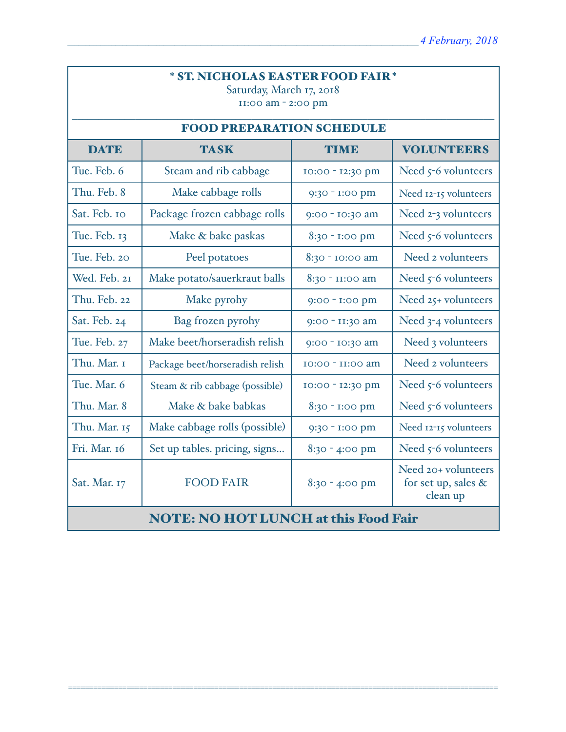## * ST. NICHOLAS EASTER FOOD FAIR *

Saturday, March 17, 2018
11:00 am - 2:00 pm

### FOOD PREPARATION SCHEDULE

| DATE | TASK | TIME | VOLUNTEERS |
|---|---|---|---|
| Tue. Feb. 6 | Steam and rib cabbage | 10:00 - 12:30 pm | Need 5-6 volunteers |
| Thu. Feb. 8 | Make cabbage rolls | 9:30 - 1:00 pm | Need 12-15 volunteers |
| Sat. Feb. 10 | Package frozen cabbage rolls | 9:00 - 10:30 am | Need 2-3 volunteers |
| Tue. Feb. 13 | Make & bake paskas | 8:30 - 1:00 pm | Need 5-6 volunteers |
| Tue. Feb. 20 | Peel potatoes | 8:30 - 10:00 am | Need 2 volunteers |
| Wed. Feb. 21 | Make potato/sauerkraut balls | 8:30 - 11:00 am | Need 5-6 volunteers |
| Thu. Feb. 22 | Make pyrohy | 9:00 - 1:00 pm | Need 25+ volunteers |
| Sat. Feb. 24 | Bag frozen pyrohy | 9:00 - 11:30 am | Need 3-4 volunteers |
| Tue. Feb. 27 | Make beet/horseradish relish | 9:00 - 10:30 am | Need 3 volunteers |
| Thu. Mar. 1 | Package beet/horseradish relish | 10:00 - 11:00 am | Need 2 volunteers |
| Tue. Mar. 6 | Steam & rib cabbage (possible) | 10:00 - 12:30 pm | Need 5-6 volunteers |
| Thu. Mar. 8 | Make & bake babkas | 8:30 - 1:00 pm | Need 5-6 volunteers |
| Thu. Mar. 15 | Make cabbage rolls (possible) | 9:30 - 1:00 pm | Need 12-15 volunteers |
| Fri. Mar. 16 | Set up tables. pricing, signs… | 8:30 - 4:00 pm | Need 5-6 volunteers |
| Sat. Mar. 17 | FOOD FAIR | 8:30 - 4:00 pm | Need 20+ volunteers for set up, sales & clean up |

**NOTE: NO HOT LUNCH at this Food Fair**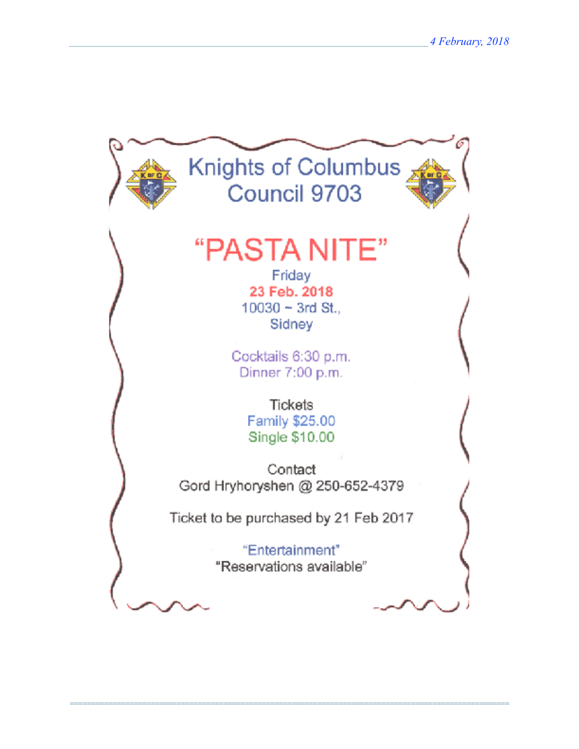# Knights of Columbus Council 9703

## "PASTA NITE"

Friday
**23 Feb. 2018**
10030 ~ 3rd St.,
Sidney

Cocktails 6:30 p.m.
Dinner 7:00 p.m.

Tickets
Family $25.00
Single $10.00

Contact
Gord Hryhoryshen @ 250-652-4379

Ticket to be purchased by 21 Feb 2017

"Entertainment"
"Reservations available"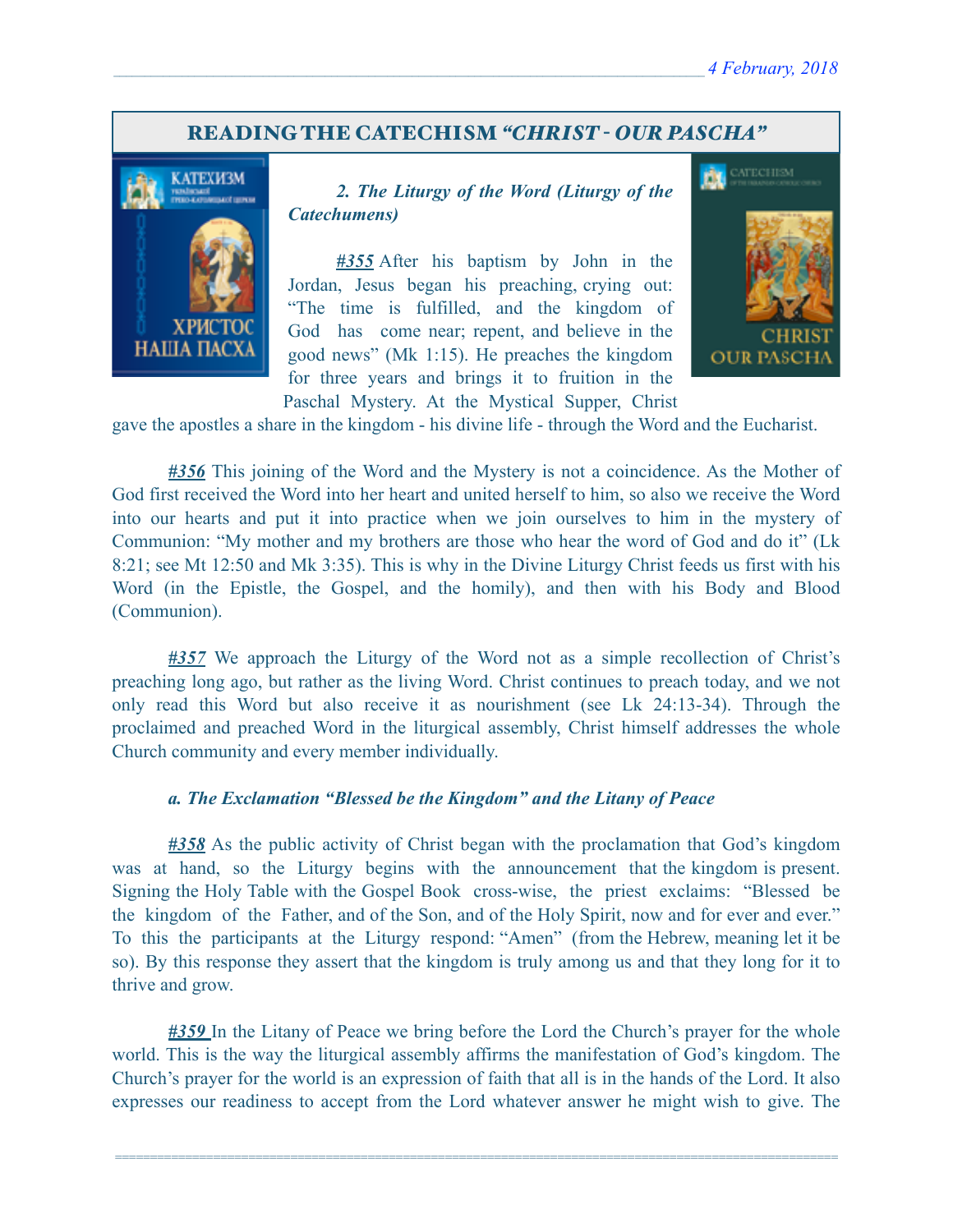## READING THE CATECHISM *"CHRIST - OUR PASCHA"*

***2. The Liturgy of the Word (Liturgy of the Catechumens)***

***#355*** After his baptism by John in the Jordan, Jesus began his preaching, crying out: "The time is fulfilled, and the kingdom of God has come near; repent, and believe in the good news" (Mk 1:15). He preaches the kingdom for three years and brings it to fruition in the Paschal Mystery. At the Mystical Supper, Christ gave the apostles a share in the kingdom - his divine life - through the Word and the Eucharist.

***#356*** This joining of the Word and the Mystery is not a coincidence. As the Mother of God first received the Word into her heart and united herself to him, so also we receive the Word into our hearts and put it into practice when we join ourselves to him in the mystery of Communion: "My mother and my brothers are those who hear the word of God and do it" (Lk 8:21; see Mt 12:50 and Mk 3:35). This is why in the Divine Liturgy Christ feeds us first with his Word (in the Epistle, the Gospel, and the homily), and then with his Body and Blood (Communion).

***#357*** We approach the Liturgy of the Word not as a simple recollection of Christ's preaching long ago, but rather as the living Word. Christ continues to preach today, and we not only read this Word but also receive it as nourishment (see Lk 24:13-34). Through the proclaimed and preached Word in the liturgical assembly, Christ himself addresses the whole Church community and every member individually.

***a. The Exclamation "Blessed be the Kingdom" and the Litany of Peace***

***#358*** As the public activity of Christ began with the proclamation that God's kingdom was at hand, so the Liturgy begins with the announcement that the kingdom is present. Signing the Holy Table with the Gospel Book cross-wise, the priest exclaims: "Blessed be the kingdom of the Father, and of the Son, and of the Holy Spirit, now and for ever and ever." To this the participants at the Liturgy respond: "Amen" (from the Hebrew, meaning let it be so). By this response they assert that the kingdom is truly among us and that they long for it to thrive and grow.

***#359*** In the Litany of Peace we bring before the Lord the Church's prayer for the whole world. This is the way the liturgical assembly affirms the manifestation of God's kingdom. The Church's prayer for the world is an expression of faith that all is in the hands of the Lord. It also expresses our readiness to accept from the Lord whatever answer he might wish to give. The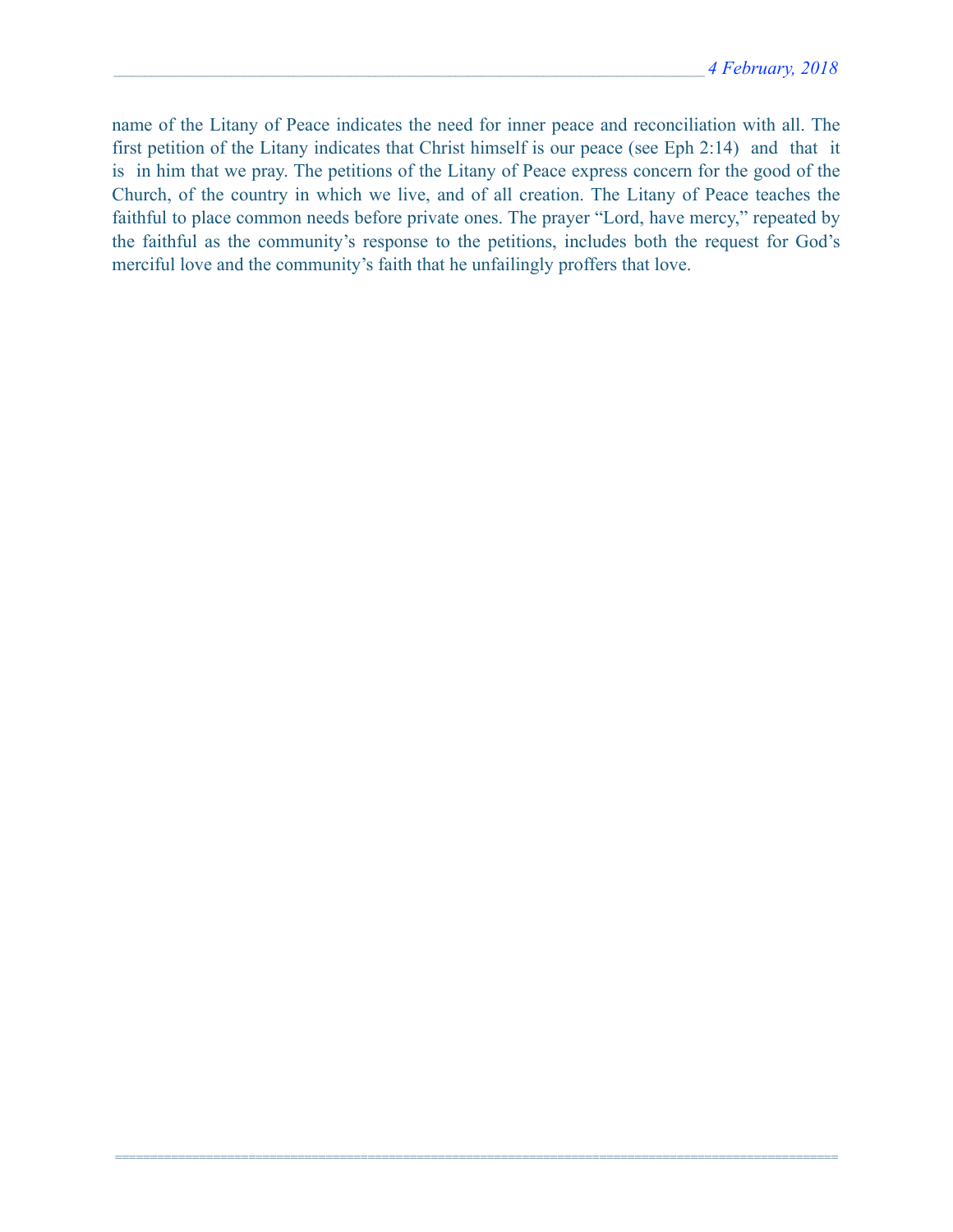name of the Litany of Peace indicates the need for inner peace and reconciliation with all. The first petition of the Litany indicates that Christ himself is our peace (see Eph 2:14) and that it is in him that we pray. The petitions of the Litany of Peace express concern for the good of the Church, of the country in which we live, and of all creation. The Litany of Peace teaches the faithful to place common needs before private ones. The prayer "Lord, have mercy," repeated by the faithful as the community's response to the petitions, includes both the request for God's merciful love and the community's faith that he unfailingly proffers that love.